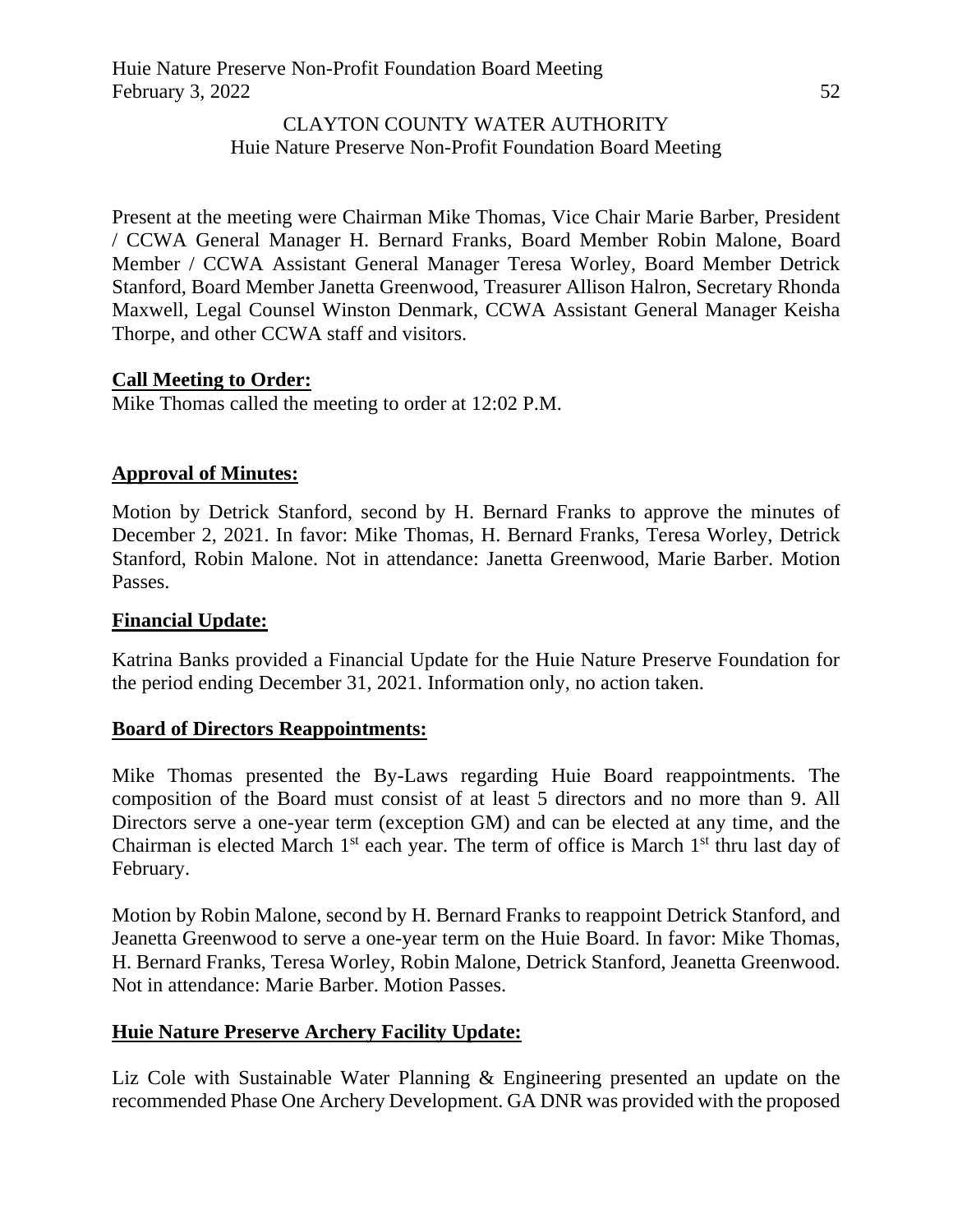CLAYTON COUNTY WATER AUTHORITY
Huie Nature Preserve Non-Profit Foundation Board Meeting

Present at the meeting were Chairman Mike Thomas, Vice Chair Marie Barber, President / CCWA General Manager H. Bernard Franks, Board Member Robin Malone, Board Member / CCWA Assistant General Manager Teresa Worley, Board Member Detrick Stanford, Board Member Janetta Greenwood, Treasurer Allison Halron, Secretary Rhonda Maxwell, Legal Counsel Winston Denmark, CCWA Assistant General Manager Keisha Thorpe, and other CCWA staff and visitors.

**Call Meeting to Order:**

Mike Thomas called the meeting to order at 12:02 P.M.

**Approval of Minutes:**

Motion by Detrick Stanford, second by H. Bernard Franks to approve the minutes of December 2, 2021. In favor: Mike Thomas, H. Bernard Franks, Teresa Worley, Detrick Stanford, Robin Malone. Not in attendance: Janetta Greenwood, Marie Barber. Motion Passes.

**Financial Update:**

Katrina Banks provided a Financial Update for the Huie Nature Preserve Foundation for the period ending December 31, 2021. Information only, no action taken.

**Board of Directors Reappointments:**

Mike Thomas presented the By-Laws regarding Huie Board reappointments. The composition of the Board must consist of at least 5 directors and no more than 9. All Directors serve a one-year term (exception GM) and can be elected at any time, and the Chairman is elected March 1st each year. The term of office is March 1st thru last day of February.

Motion by Robin Malone, second by H. Bernard Franks to reappoint Detrick Stanford, and Jeanetta Greenwood to serve a one-year term on the Huie Board. In favor: Mike Thomas, H. Bernard Franks, Teresa Worley, Robin Malone, Detrick Stanford, Jeanetta Greenwood. Not in attendance: Marie Barber. Motion Passes.

**Huie Nature Preserve Archery Facility Update:**

Liz Cole with Sustainable Water Planning & Engineering presented an update on the recommended Phase One Archery Development. GA DNR was provided with the proposed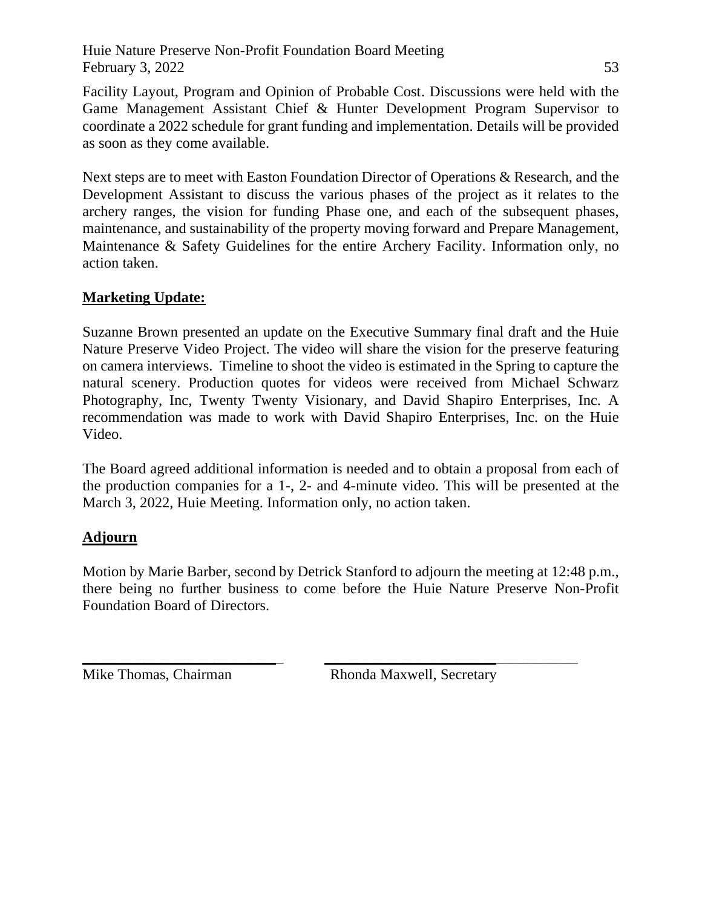Facility Layout, Program and Opinion of Probable Cost. Discussions were held with the Game Management Assistant Chief & Hunter Development Program Supervisor to coordinate a 2022 schedule for grant funding and implementation. Details will be provided as soon as they come available.

Next steps are to meet with Easton Foundation Director of Operations & Research, and the Development Assistant to discuss the various phases of the project as it relates to the archery ranges, the vision for funding Phase one, and each of the subsequent phases, maintenance, and sustainability of the property moving forward and Prepare Management, Maintenance & Safety Guidelines for the entire Archery Facility. Information only, no action taken.

**Marketing Update:**

Suzanne Brown presented an update on the Executive Summary final draft and the Huie Nature Preserve Video Project. The video will share the vision for the preserve featuring on camera interviews. Timeline to shoot the video is estimated in the Spring to capture the natural scenery. Production quotes for videos were received from Michael Schwarz Photography, Inc, Twenty Twenty Visionary, and David Shapiro Enterprises, Inc. A recommendation was made to work with David Shapiro Enterprises, Inc. on the Huie Video.

The Board agreed additional information is needed and to obtain a proposal from each of the production companies for a 1-, 2- and 4-minute video. This will be presented at the March 3, 2022, Huie Meeting. Information only, no action taken.

**Adjourn**

Motion by Marie Barber, second by Detrick Stanford to adjourn the meeting at 12:48 p.m., there being no further business to come before the Huie Nature Preserve Non-Profit Foundation Board of Directors.

\_\_\_\_\_\_\_\_\_\_\_\_\_\_\_\_\_\_\_\_\_\_\_\_\_\_\_\_ \_\_\_\_\_\_\_\_\_\_\_\_\_\_\_\_\_\_\_\_\_\_\_\_\_\_\_\_

Mike Thomas, Chairman    Rhonda Maxwell, Secretary